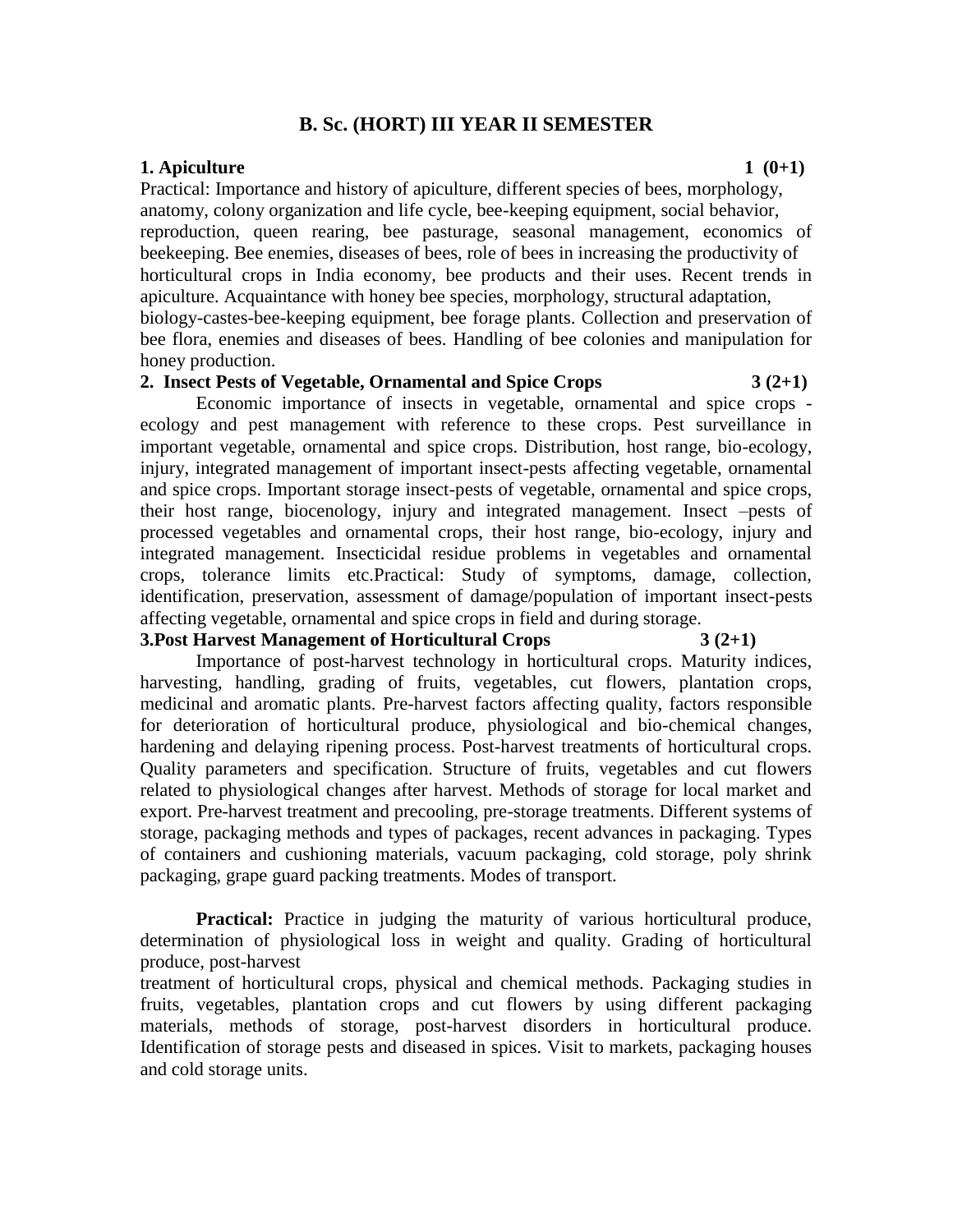# B. Sc. (HORT) III YEAR II SEMESTER

**1. Apiculture** **1 (0+1)**

Practical: Importance and history of apiculture, different species of bees, morphology, anatomy, colony organization and life cycle, bee-keeping equipment, social behavior, reproduction, queen rearing, bee pasturage, seasonal management, economics of beekeeping. Bee enemies, diseases of bees, role of bees in increasing the productivity of horticultural crops in India economy, bee products and their uses. Recent trends in apiculture. Acquaintance with honey bee species, morphology, structural adaptation, biology-castes-bee-keeping equipment, bee forage plants. Collection and preservation of bee flora, enemies and diseases of bees. Handling of bee colonies and manipulation for honey production.

**2. Insect Pests of Vegetable, Ornamental and Spice Crops** **3 (2+1)**

Economic importance of insects in vegetable, ornamental and spice crops - ecology and pest management with reference to these crops. Pest surveillance in important vegetable, ornamental and spice crops. Distribution, host range, bio-ecology, injury, integrated management of important insect-pests affecting vegetable, ornamental and spice crops. Important storage insect-pests of vegetable, ornamental and spice crops, their host range, biocenology, injury and integrated management. Insect –pests of processed vegetables and ornamental crops, their host range, bio-ecology, injury and integrated management. Insecticidal residue problems in vegetables and ornamental crops, tolerance limits etc.Practical: Study of symptoms, damage, collection, identification, preservation, assessment of damage/population of important insect-pests affecting vegetable, ornamental and spice crops in field and during storage.

**3.Post Harvest Management of Horticultural Crops** **3 (2+1)**

Importance of post-harvest technology in horticultural crops. Maturity indices, harvesting, handling, grading of fruits, vegetables, cut flowers, plantation crops, medicinal and aromatic plants. Pre-harvest factors affecting quality, factors responsible for deterioration of horticultural produce, physiological and bio-chemical changes, hardening and delaying ripening process. Post-harvest treatments of horticultural crops. Quality parameters and specification. Structure of fruits, vegetables and cut flowers related to physiological changes after harvest. Methods of storage for local market and export. Pre-harvest treatment and precooling, pre-storage treatments. Different systems of storage, packaging methods and types of packages, recent advances in packaging. Types of containers and cushioning materials, vacuum packaging, cold storage, poly shrink packaging, grape guard packing treatments. Modes of transport.

**Practical:** Practice in judging the maturity of various horticultural produce, determination of physiological loss in weight and quality. Grading of horticultural produce, post-harvest treatment of horticultural crops, physical and chemical methods. Packaging studies in fruits, vegetables, plantation crops and cut flowers by using different packaging materials, methods of storage, post-harvest disorders in horticultural produce. Identification of storage pests and diseased in spices. Visit to markets, packaging houses and cold storage units.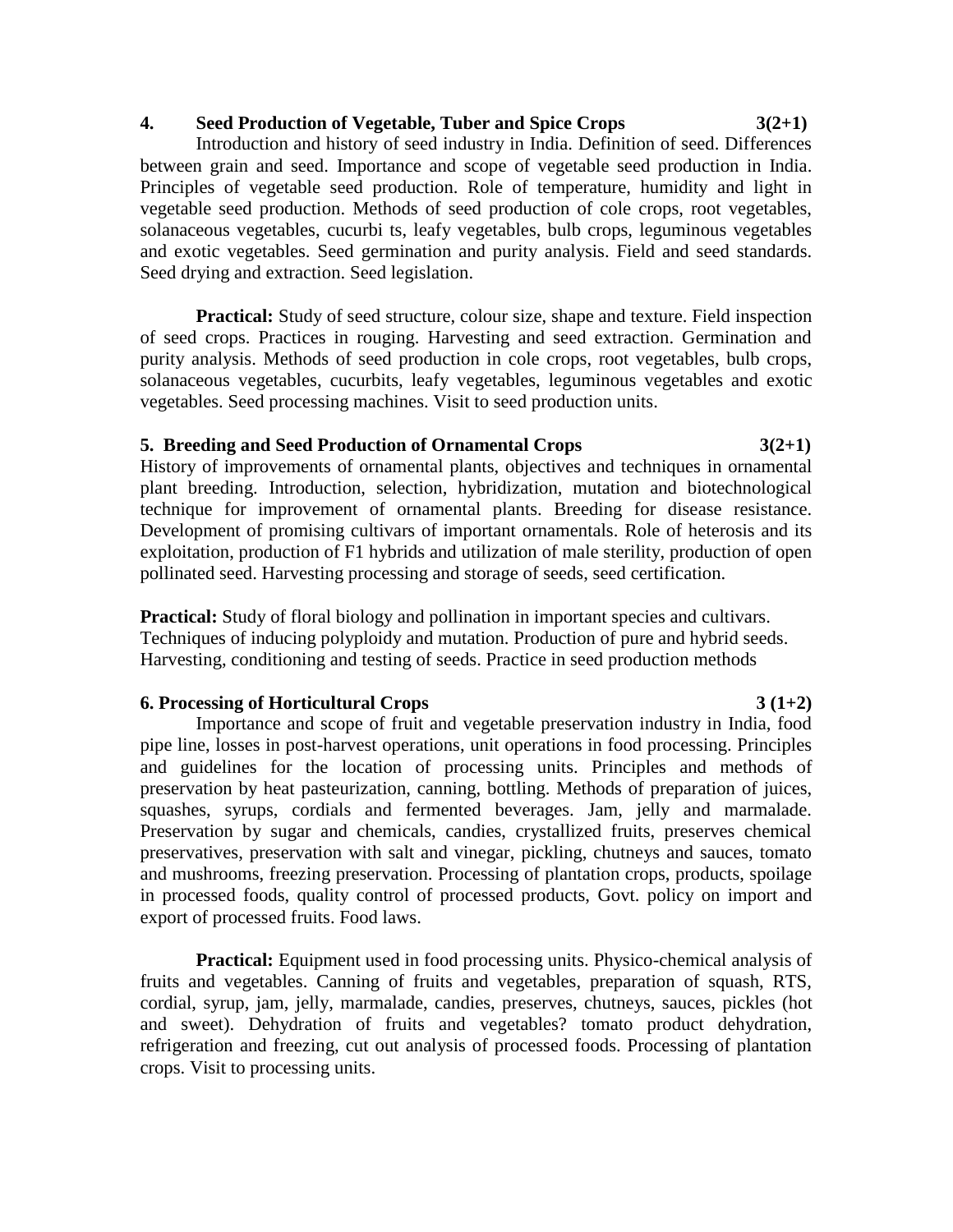### 4. Seed Production of Vegetable, Tuber and Spice Crops 3(2+1)

Introduction and history of seed industry in India. Definition of seed. Differences between grain and seed. Importance and scope of vegetable seed production in India. Principles of vegetable seed production. Role of temperature, humidity and light in vegetable seed production. Methods of seed production of cole crops, root vegetables, solanaceous vegetables, cucurbi ts, leafy vegetables, bulb crops, leguminous vegetables and exotic vegetables. Seed germination and purity analysis. Field and seed standards. Seed drying and extraction. Seed legislation.

**Practical:** Study of seed structure, colour size, shape and texture. Field inspection of seed crops. Practices in rouging. Harvesting and seed extraction. Germination and purity analysis. Methods of seed production in cole crops, root vegetables, bulb crops, solanaceous vegetables, cucurbits, leafy vegetables, leguminous vegetables and exotic vegetables. Seed processing machines. Visit to seed production units.

### 5. Breeding and Seed Production of Ornamental Crops 3(2+1)

History of improvements of ornamental plants, objectives and techniques in ornamental plant breeding. Introduction, selection, hybridization, mutation and biotechnological technique for improvement of ornamental plants. Breeding for disease resistance. Development of promising cultivars of important ornamentals. Role of heterosis and its exploitation, production of F1 hybrids and utilization of male sterility, production of open pollinated seed. Harvesting processing and storage of seeds, seed certification.

**Practical:** Study of floral biology and pollination in important species and cultivars. Techniques of inducing polyploidy and mutation. Production of pure and hybrid seeds. Harvesting, conditioning and testing of seeds. Practice in seed production methods

### 6. Processing of Horticultural Crops 3 (1+2)

Importance and scope of fruit and vegetable preservation industry in India, food pipe line, losses in post-harvest operations, unit operations in food processing. Principles and guidelines for the location of processing units. Principles and methods of preservation by heat pasteurization, canning, bottling. Methods of preparation of juices, squashes, syrups, cordials and fermented beverages. Jam, jelly and marmalade. Preservation by sugar and chemicals, candies, crystallized fruits, preserves chemical preservatives, preservation with salt and vinegar, pickling, chutneys and sauces, tomato and mushrooms, freezing preservation. Processing of plantation crops, products, spoilage in processed foods, quality control of processed products, Govt. policy on import and export of processed fruits. Food laws.

**Practical:** Equipment used in food processing units. Physico-chemical analysis of fruits and vegetables. Canning of fruits and vegetables, preparation of squash, RTS, cordial, syrup, jam, jelly, marmalade, candies, preserves, chutneys, sauces, pickles (hot and sweet). Dehydration of fruits and vegetables? tomato product dehydration, refrigeration and freezing, cut out analysis of processed foods. Processing of plantation crops. Visit to processing units.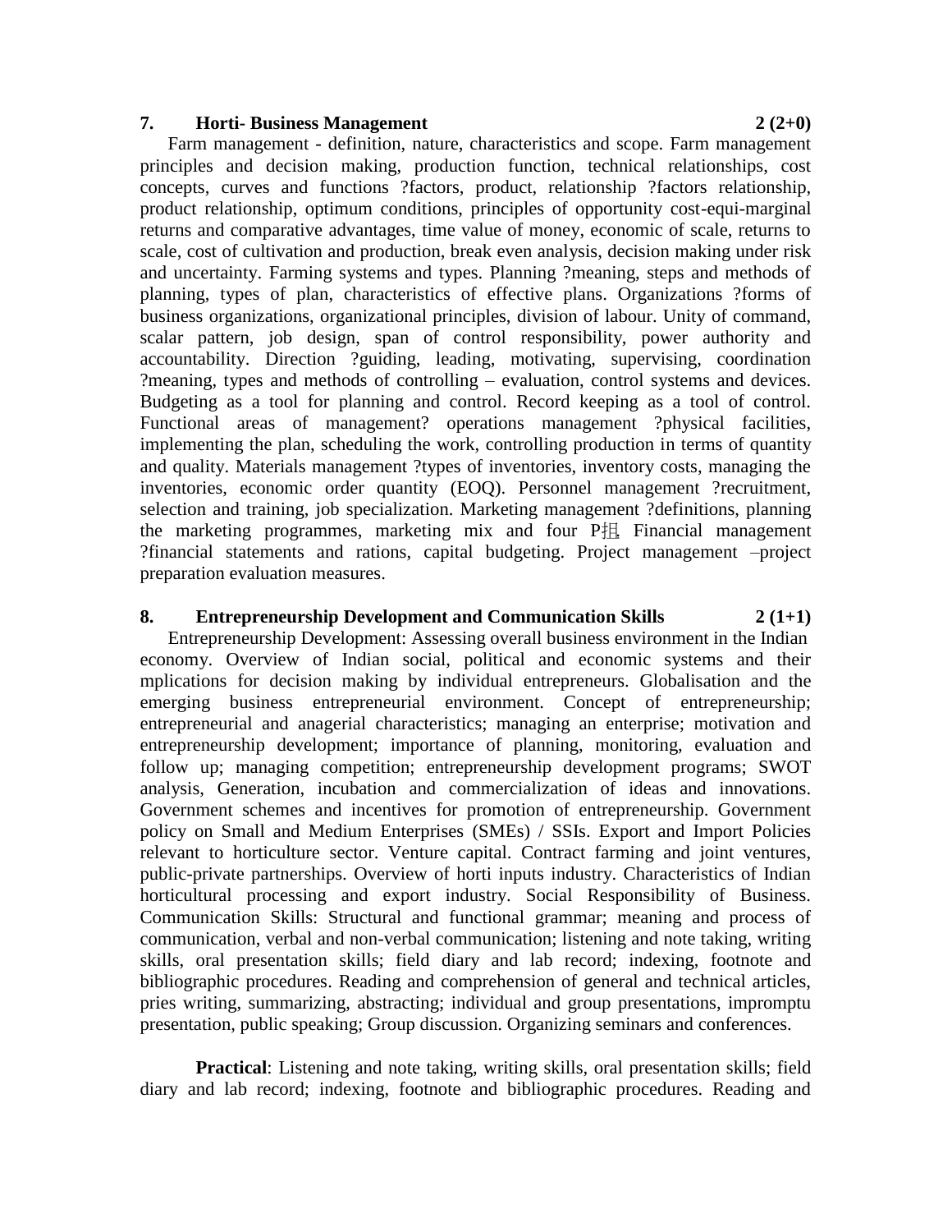### 7. Horti- Business Management 2 (2+0)

Farm management - definition, nature, characteristics and scope. Farm management principles and decision making, production function, technical relationships, cost concepts, curves and functions ?factors, product, relationship ?factors relationship, product relationship, optimum conditions, principles of opportunity cost-equi-marginal returns and comparative advantages, time value of money, economic of scale, returns to scale, cost of cultivation and production, break even analysis, decision making under risk and uncertainty. Farming systems and types. Planning ?meaning, steps and methods of planning, types of plan, characteristics of effective plans. Organizations ?forms of business organizations, organizational principles, division of labour. Unity of command, scalar pattern, job design, span of control responsibility, power authority and accountability. Direction ?guiding, leading, motivating, supervising, coordination ?meaning, types and methods of controlling – evaluation, control systems and devices. Budgeting as a tool for planning and control. Record keeping as a tool of control. Functional areas of management? operations management ?physical facilities, implementing the plan, scheduling the work, controlling production in terms of quantity and quality. Materials management ?types of inventories, inventory costs, managing the inventories, economic order quantity (EOQ). Personnel management ?recruitment, selection and training, job specialization. Marketing management ?definitions, planning the marketing programmes, marketing mix and four P扭 Financial management ?financial statements and rations, capital budgeting. Project management –project preparation evaluation measures.

### 8. Entrepreneurship Development and Communication Skills 2 (1+1)

Entrepreneurship Development: Assessing overall business environment in the Indian economy. Overview of Indian social, political and economic systems and their mplications for decision making by individual entrepreneurs. Globalisation and the emerging business entrepreneurial environment. Concept of entrepreneurship; entrepreneurial and anagerial characteristics; managing an enterprise; motivation and entrepreneurship development; importance of planning, monitoring, evaluation and follow up; managing competition; entrepreneurship development programs; SWOT analysis, Generation, incubation and commercialization of ideas and innovations. Government schemes and incentives for promotion of entrepreneurship. Government policy on Small and Medium Enterprises (SMEs) / SSIs. Export and Import Policies relevant to horticulture sector. Venture capital. Contract farming and joint ventures, public-private partnerships. Overview of horti inputs industry. Characteristics of Indian horticultural processing and export industry. Social Responsibility of Business. Communication Skills: Structural and functional grammar; meaning and process of communication, verbal and non-verbal communication; listening and note taking, writing skills, oral presentation skills; field diary and lab record; indexing, footnote and bibliographic procedures. Reading and comprehension of general and technical articles, pries writing, summarizing, abstracting; individual and group presentations, impromptu presentation, public speaking; Group discussion. Organizing seminars and conferences.

**Practical**: Listening and note taking, writing skills, oral presentation skills; field diary and lab record; indexing, footnote and bibliographic procedures. Reading and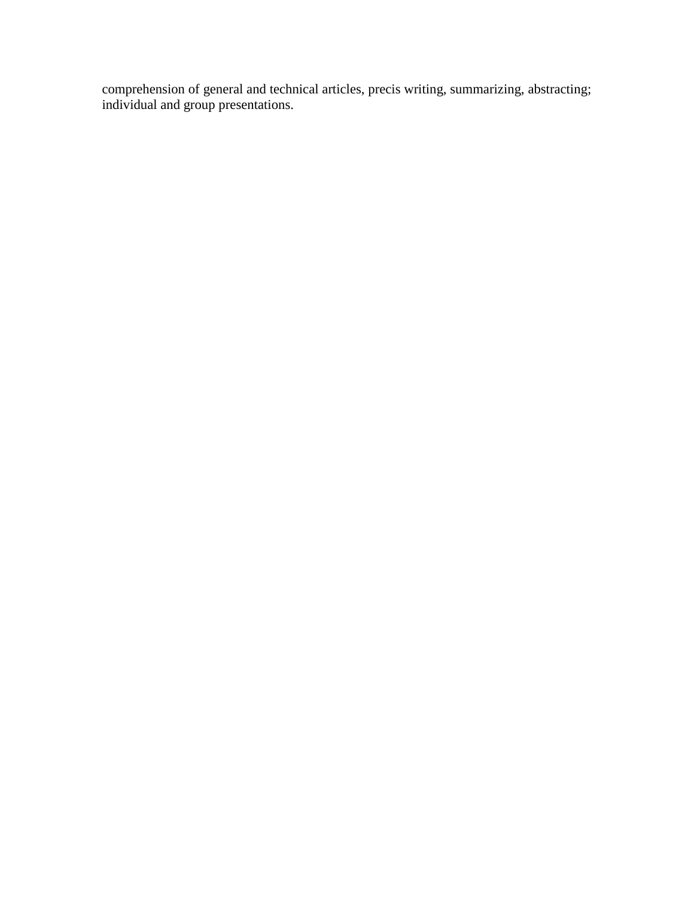comprehension of general and technical articles, precis writing, summarizing, abstracting; individual and group presentations.